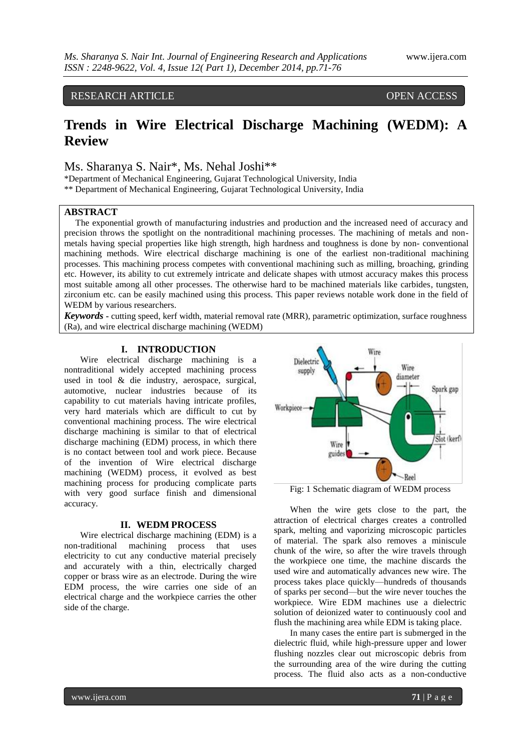RESEARCH ARTICLE OPEN ACCESS

# Trends in Wire Electrical Discharge Machining (WEDM): A Review

Ms. Sharanya S. Nair*, Ms. Nehal Joshi**

*Department of Mechanical Engineering, Gujarat Technological University, India
** Department of Mechanical Engineering, Gujarat Technological University, India

## ABSTRACT

The exponential growth of manufacturing industries and production and the increased need of accuracy and precision throws the spotlight on the nontraditional machining processes. The machining of metals and non-metals having special properties like high strength, high hardness and toughness is done by non- conventional machining methods. Wire electrical discharge machining is one of the earliest non-traditional machining processes. This machining process competes with conventional machining such as milling, broaching, grinding etc. However, its ability to cut extremely intricate and delicate shapes with utmost accuracy makes this process most suitable among all other processes. The otherwise hard to be machined materials like carbides, tungsten, zirconium etc. can be easily machined using this process. This paper reviews notable work done in the field of WEDM by various researchers.

***Keywords*** - cutting speed, kerf width, material removal rate (MRR), parametric optimization, surface roughness (Ra), and wire electrical discharge machining (WEDM)

## I. INTRODUCTION

Wire electrical discharge machining is a nontraditional widely accepted machining process used in tool & die industry, aerospace, surgical, automotive, nuclear industries because of its capability to cut materials having intricate profiles, very hard materials which are difficult to cut by conventional machining process. The wire electrical discharge machining is similar to that of electrical discharge machining (EDM) process, in which there is no contact between tool and work piece. Because of the invention of Wire electrical discharge machining (WEDM) process, it evolved as best machining process for producing complicate parts with very good surface finish and dimensional accuracy.

## II. WEDM PROCESS

Wire electrical discharge machining (EDM) is a non-traditional machining process that uses electricity to cut any conductive material precisely and accurately with a thin, electrically charged copper or brass wire as an electrode. During the wire EDM process, the wire carries one side of an electrical charge and the workpiece carries the other side of the charge.

Fig: 1 Schematic diagram of WEDM process

When the wire gets close to the part, the attraction of electrical charges creates a controlled spark, melting and vaporizing microscopic particles of material. The spark also removes a miniscule chunk of the wire, so after the wire travels through the workpiece one time, the machine discards the used wire and automatically advances new wire. The process takes place quickly—hundreds of thousands of sparks per second—but the wire never touches the workpiece. Wire EDM machines use a dielectric solution of deionized water to continuously cool and flush the machining area while EDM is taking place.

In many cases the entire part is submerged in the dielectric fluid, while high-pressure upper and lower flushing nozzles clear out microscopic debris from the surrounding area of the wire during the cutting process. The fluid also acts as a non-conductive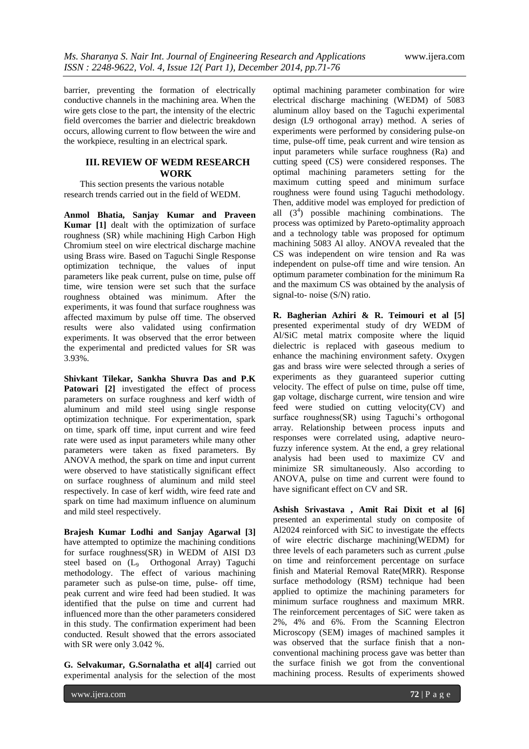barrier, preventing the formation of electrically conductive channels in the machining area. When the wire gets close to the part, the intensity of the electric field overcomes the barrier and dielectric breakdown occurs, allowing current to flow between the wire and the workpiece, resulting in an electrical spark.

## III. REVIEW OF WEDM RESEARCH WORK

This section presents the various notable research trends carried out in the field of WEDM.

**Anmol Bhatia, Sanjay Kumar and Praveen Kumar [1]** dealt with the optimization of surface roughness (SR) while machining High Carbon High Chromium steel on wire electrical discharge machine using Brass wire. Based on Taguchi Single Response optimization technique, the values of input parameters like peak current, pulse on time, pulse off time, wire tension were set such that the surface roughness obtained was minimum. After the experiments, it was found that surface roughness was affected maximum by pulse off time. The observed results were also validated using confirmation experiments. It was observed that the error between the experimental and predicted values for SR was 3.93%.

**Shivkant Tilekar, Sankha Shuvra Das and P.K Patowari [2]** investigated the effect of process parameters on surface roughness and kerf width of aluminum and mild steel using single response optimization technique. For experimentation, spark on time, spark off time, input current and wire feed rate were used as input parameters while many other parameters were taken as fixed parameters. By ANOVA method, the spark on time and input current were observed to have statistically significant effect on surface roughness of aluminum and mild steel respectively. In case of kerf width, wire feed rate and spark on time had maximum influence on aluminum and mild steel respectively.

**Brajesh Kumar Lodhi and Sanjay Agarwal [3]** have attempted to optimize the machining conditions for surface roughness(SR) in WEDM of AISI D3 steel based on ($L_9$ Orthogonal Array) Taguchi methodology. The effect of various machining parameter such as pulse-on time, pulse- off time, peak current and wire feed had been studied. It was identified that the pulse on time and current had influenced more than the other parameters considered in this study. The confirmation experiment had been conducted. Result showed that the errors associated with SR were only 3.042 %.

**G. Selvakumar, G.Sornalatha et al[4]** carried out experimental analysis for the selection of the most optimal machining parameter combination for wire electrical discharge machining (WEDM) of 5083 aluminum alloy based on the Taguchi experimental design (L9 orthogonal array) method. A series of experiments were performed by considering pulse-on time, pulse-off time, peak current and wire tension as input parameters while surface roughness (Ra) and cutting speed (CS) were considered responses. The optimal machining parameters setting for the maximum cutting speed and minimum surface roughness were found using Taguchi methodology. Then, additive model was employed for prediction of all ($3^4$) possible machining combinations. The process was optimized by Pareto-optimality approach and a technology table was proposed for optimum machining 5083 Al alloy. ANOVA revealed that the CS was independent on wire tension and Ra was independent on pulse-off time and wire tension. An optimum parameter combination for the minimum Ra and the maximum CS was obtained by the analysis of signal-to- noise (S/N) ratio.

**R. Bagherian Azhiri & R. Teimouri et al [5]** presented experimental study of dry WEDM of Al/SiC metal matrix composite where the liquid dielectric is replaced with gaseous medium to enhance the machining environment safety. Oxygen gas and brass wire were selected through a series of experiments as they guaranteed superior cutting velocity. The effect of pulse on time, pulse off time, gap voltage, discharge current, wire tension and wire feed were studied on cutting velocity(CV) and surface roughness(SR) using Taguchi's orthogonal array. Relationship between process inputs and responses were correlated using, adaptive neuro-fuzzy inference system. At the end, a grey relational analysis had been used to maximize CV and minimize SR simultaneously. Also according to ANOVA, pulse on time and current were found to have significant effect on CV and SR.

**Ashish Srivastava , Amit Rai Dixit et al [6]** presented an experimental study on composite of Al2024 reinforced with SiC to investigate the effects of wire electric discharge machining(WEDM) for three levels of each parameters such as current ,pulse on time and reinforcement percentage on surface finish and Material Removal Rate(MRR). Response surface methodology (RSM) technique had been applied to optimize the machining parameters for minimum surface roughness and maximum MRR. The reinforcement percentages of SiC were taken as 2%, 4% and 6%. From the Scanning Electron Microscopy (SEM) images of machined samples it was observed that the surface finish that a non-conventional machining process gave was better than the surface finish we got from the conventional machining process. Results of experiments showed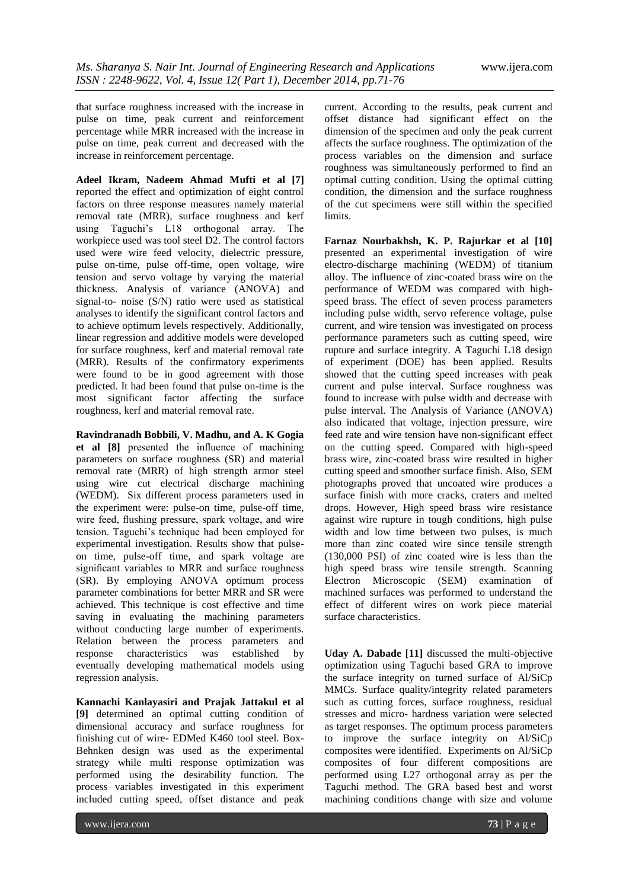that surface roughness increased with the increase in pulse on time, peak current and reinforcement percentage while MRR increased with the increase in pulse on time, peak current and decreased with the increase in reinforcement percentage.

**Adeel Ikram, Nadeem Ahmad Mufti et al [7]** reported the effect and optimization of eight control factors on three response measures namely material removal rate (MRR), surface roughness and kerf using Taguchi's L18 orthogonal array. The workpiece used was tool steel D2. The control factors used were wire feed velocity, dielectric pressure, pulse on-time, pulse off-time, open voltage, wire tension and servo voltage by varying the material thickness. Analysis of variance (ANOVA) and signal-to- noise (S/N) ratio were used as statistical analyses to identify the significant control factors and to achieve optimum levels respectively. Additionally, linear regression and additive models were developed for surface roughness, kerf and material removal rate (MRR). Results of the confirmatory experiments were found to be in good agreement with those predicted. It had been found that pulse on-time is the most significant factor affecting the surface roughness, kerf and material removal rate.

**Ravindranadh Bobbili, V. Madhu, and A. K Gogia et al [8]** presented the influence of machining parameters on surface roughness (SR) and material removal rate (MRR) of high strength armor steel using wire cut electrical discharge machining (WEDM). Six different process parameters used in the experiment were: pulse-on time, pulse-off time, wire feed, flushing pressure, spark voltage, and wire tension. Taguchi's technique had been employed for experimental investigation. Results show that pulse-on time, pulse-off time, and spark voltage are significant variables to MRR and surface roughness (SR). By employing ANOVA optimum process parameter combinations for better MRR and SR were achieved. This technique is cost effective and time saving in evaluating the machining parameters without conducting large number of experiments. Relation between the process parameters and response characteristics was established by eventually developing mathematical models using regression analysis.

**Kannachi Kanlayasiri and Prajak Jattakul et al [9]** determined an optimal cutting condition of dimensional accuracy and surface roughness for finishing cut of wire- EDMed K460 tool steel. Box-Behnken design was used as the experimental strategy while multi response optimization was performed using the desirability function. The process variables investigated in this experiment included cutting speed, offset distance and peak current. According to the results, peak current and offset distance had significant effect on the dimension of the specimen and only the peak current affects the surface roughness. The optimization of the process variables on the dimension and surface roughness was simultaneously performed to find an optimal cutting condition. Using the optimal cutting condition, the dimension and the surface roughness of the cut specimens were still within the specified limits.

**Farnaz Nourbakhsh, K. P. Rajurkar et al [10]** presented an experimental investigation of wire electro-discharge machining (WEDM) of titanium alloy. The influence of zinc-coated brass wire on the performance of WEDM was compared with high-speed brass. The effect of seven process parameters including pulse width, servo reference voltage, pulse current, and wire tension was investigated on process performance parameters such as cutting speed, wire rupture and surface integrity. A Taguchi L18 design of experiment (DOE) has been applied. Results showed that the cutting speed increases with peak current and pulse interval. Surface roughness was found to increase with pulse width and decrease with pulse interval. The Analysis of Variance (ANOVA) also indicated that voltage, injection pressure, wire feed rate and wire tension have non-significant effect on the cutting speed. Compared with high-speed brass wire, zinc-coated brass wire resulted in higher cutting speed and smoother surface finish. Also, SEM photographs proved that uncoated wire produces a surface finish with more cracks, craters and melted drops. However, High speed brass wire resistance against wire rupture in tough conditions, high pulse width and low time between two pulses, is much more than zinc coated wire since tensile strength (130,000 PSI) of zinc coated wire is less than the high speed brass wire tensile strength. Scanning Electron Microscopic (SEM) examination of machined surfaces was performed to understand the effect of different wires on work piece material surface characteristics.

**Uday A. Dabade [11]** discussed the multi-objective optimization using Taguchi based GRA to improve the surface integrity on turned surface of Al/SiCp MMCs. Surface quality/integrity related parameters such as cutting forces, surface roughness, residual stresses and micro- hardness variation were selected as target responses. The optimum process parameters to improve the surface integrity on Al/SiCp composites were identified. Experiments on Al/SiCp composites of four different compositions are performed using L27 orthogonal array as per the Taguchi method. The GRA based best and worst machining conditions change with size and volume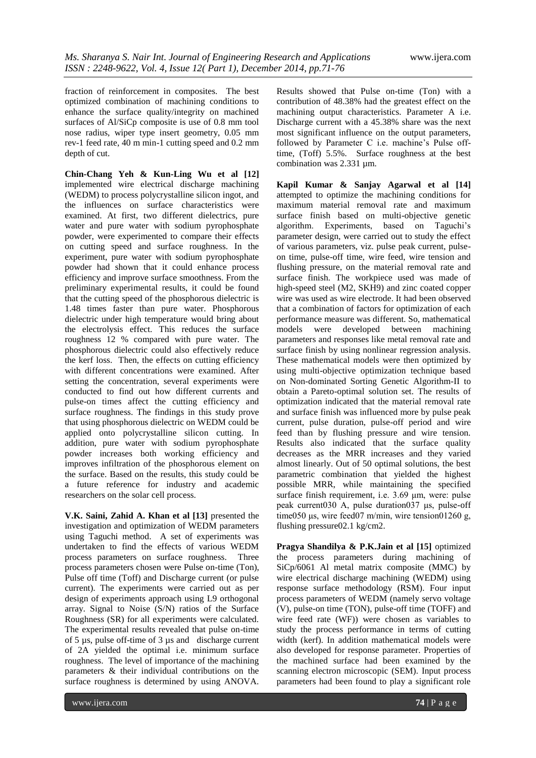fraction of reinforcement in composites. The best optimized combination of machining conditions to enhance the surface quality/integrity on machined surfaces of Al/SiCp composite is use of 0.8 mm tool nose radius, wiper type insert geometry, 0.05 mm rev-1 feed rate, 40 m min-1 cutting speed and 0.2 mm depth of cut.

**Chin-Chang Yeh & Kun-Ling Wu et al [12]** implemented wire electrical discharge machining (WEDM) to process polycrystalline silicon ingot, and the influences on surface characteristics were examined. At first, two different dielectrics, pure water and pure water with sodium pyrophosphate powder, were experimented to compare their effects on cutting speed and surface roughness. In the experiment, pure water with sodium pyrophosphate powder had shown that it could enhance process efficiency and improve surface smoothness. From the preliminary experimental results, it could be found that the cutting speed of the phosphorous dielectric is 1.48 times faster than pure water. Phosphorous dielectric under high temperature would bring about the electrolysis effect. This reduces the surface roughness 12 % compared with pure water. The phosphorous dielectric could also effectively reduce the kerf loss. Then, the effects on cutting efficiency with different concentrations were examined. After setting the concentration, several experiments were conducted to find out how different currents and pulse-on times affect the cutting efficiency and surface roughness. The findings in this study prove that using phosphorous dielectric on WEDM could be applied onto polycrystalline silicon cutting. In addition, pure water with sodium pyrophosphate powder increases both working efficiency and improves infiltration of the phosphorous element on the surface. Based on the results, this study could be a future reference for industry and academic researchers on the solar cell process.

**V.K. Saini, Zahid A. Khan et al [13]** presented the investigation and optimization of WEDM parameters using Taguchi method. A set of experiments was undertaken to find the effects of various WEDM process parameters on surface roughness. Three process parameters chosen were Pulse on-time (Ton), Pulse off time (Toff) and Discharge current (or pulse current). The experiments were carried out as per design of experiments approach using L9 orthogonal array. Signal to Noise (S/N) ratios of the Surface Roughness (SR) for all experiments were calculated. The experimental results revealed that pulse on-time of 5 µs, pulse off-time of 3 µs and discharge current of 2A yielded the optimal i.e. minimum surface roughness. The level of importance of the machining parameters & their individual contributions on the surface roughness is determined by using ANOVA. Results showed that Pulse on-time (Ton) with a contribution of 48.38% had the greatest effect on the machining output characteristics. Parameter A i.e. Discharge current with a 45.38% share was the next most significant influence on the output parameters, followed by Parameter C i.e. machine's Pulse off-time, (Toff) 5.5%. Surface roughness at the best combination was 2.331 µm.

**Kapil Kumar & Sanjay Agarwal et al [14]** attempted to optimize the machining conditions for maximum material removal rate and maximum surface finish based on multi-objective genetic algorithm. Experiments, based on Taguchi's parameter design, were carried out to study the effect of various parameters, viz. pulse peak current, pulse-on time, pulse-off time, wire feed, wire tension and flushing pressure, on the material removal rate and surface finish. The workpiece used was made of high-speed steel (M2, SKH9) and zinc coated copper wire was used as wire electrode. It had been observed that a combination of factors for optimization of each performance measure was different. So, mathematical models were developed between machining parameters and responses like metal removal rate and surface finish by using nonlinear regression analysis. These mathematical models were then optimized by using multi-objective optimization technique based on Non-dominated Sorting Genetic Algorithm-II to obtain a Pareto-optimal solution set. The results of optimization indicated that the material removal rate and surface finish was influenced more by pulse peak current, pulse duration, pulse-off period and wire feed than by flushing pressure and wire tension. Results also indicated that the surface quality decreases as the MRR increases and they varied almost linearly. Out of 50 optimal solutions, the best parametric combination that yielded the highest possible MRR, while maintaining the specified surface finish requirement, i.e. 3.69 µm, were: pulse peak current030 A, pulse duration037 µs, pulse-off time050 µs, wire feed07 m/min, wire tension01260 g, flushing pressure02.1 kg/cm2.

**Pragya Shandilya & P.K.Jain et al [15]** optimized the process parameters during machining of SiCp/6061 Al metal matrix composite (MMC) by wire electrical discharge machining (WEDM) using response surface methodology (RSM). Four input process parameters of WEDM (namely servo voltage (V), pulse-on time (TON), pulse-off time (TOFF) and wire feed rate (WF)) were chosen as variables to study the process performance in terms of cutting width (kerf). In addition mathematical models were also developed for response parameter. Properties of the machined surface had been examined by the scanning electron microscopic (SEM). Input process parameters had been found to play a significant role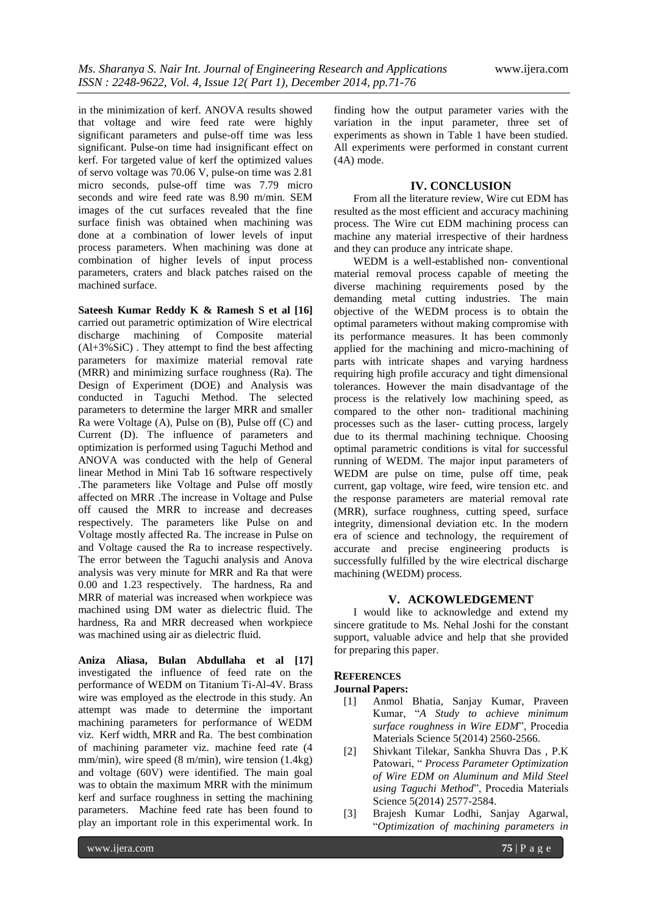in the minimization of kerf. ANOVA results showed that voltage and wire feed rate were highly significant parameters and pulse-off time was less significant. Pulse-on time had insignificant effect on kerf. For targeted value of kerf the optimized values of servo voltage was 70.06 V, pulse-on time was 2.81 micro seconds, pulse-off time was 7.79 micro seconds and wire feed rate was 8.90 m/min. SEM images of the cut surfaces revealed that the fine surface finish was obtained when machining was done at a combination of lower levels of input process parameters. When machining was done at combination of higher levels of input process parameters, craters and black patches raised on the machined surface.

**Sateesh Kumar Reddy K & Ramesh S et al [16]** carried out parametric optimization of Wire electrical discharge machining of Composite material (Al+3%SiC) . They attempt to find the best affecting parameters for maximize material removal rate (MRR) and minimizing surface roughness (Ra). The Design of Experiment (DOE) and Analysis was conducted in Taguchi Method. The selected parameters to determine the larger MRR and smaller Ra were Voltage (A), Pulse on (B), Pulse off (C) and Current (D). The influence of parameters and optimization is performed using Taguchi Method and ANOVA was conducted with the help of General linear Method in Mini Tab 16 software respectively .The parameters like Voltage and Pulse off mostly affected on MRR .The increase in Voltage and Pulse off caused the MRR to increase and decreases respectively. The parameters like Pulse on and Voltage mostly affected Ra. The increase in Pulse on and Voltage caused the Ra to increase respectively. The error between the Taguchi analysis and Anova analysis was very minute for MRR and Ra that were 0.00 and 1.23 respectively. The hardness, Ra and MRR of material was increased when workpiece was machined using DM water as dielectric fluid. The hardness, Ra and MRR decreased when workpiece was machined using air as dielectric fluid.

**Aniza Aliasa, Bulan Abdullaha et al [17]** investigated the influence of feed rate on the performance of WEDM on Titanium Ti-Al-4V. Brass wire was employed as the electrode in this study. An attempt was made to determine the important machining parameters for performance of WEDM viz. Kerf width, MRR and Ra. The best combination of machining parameter viz. machine feed rate (4 mm/min), wire speed (8 m/min), wire tension (1.4kg) and voltage (60V) were identified. The main goal was to obtain the maximum MRR with the minimum kerf and surface roughness in setting the machining parameters. Machine feed rate has been found to play an important role in this experimental work. In finding how the output parameter varies with the variation in the input parameter, three set of experiments as shown in Table 1 have been studied. All experiments were performed in constant current (4A) mode.

## IV. CONCLUSION

From all the literature review, Wire cut EDM has resulted as the most efficient and accuracy machining process. The Wire cut EDM machining process can machine any material irrespective of their hardness and they can produce any intricate shape.

WEDM is a well-established non- conventional material removal process capable of meeting the diverse machining requirements posed by the demanding metal cutting industries. The main objective of the WEDM process is to obtain the optimal parameters without making compromise with its performance measures. It has been commonly applied for the machining and micro-machining of parts with intricate shapes and varying hardness requiring high profile accuracy and tight dimensional tolerances. However the main disadvantage of the process is the relatively low machining speed, as compared to the other non- traditional machining processes such as the laser- cutting process, largely due to its thermal machining technique. Choosing optimal parametric conditions is vital for successful running of WEDM. The major input parameters of WEDM are pulse on time, pulse off time, peak current, gap voltage, wire feed, wire tension etc. and the response parameters are material removal rate (MRR), surface roughness, cutting speed, surface integrity, dimensional deviation etc. In the modern era of science and technology, the requirement of accurate and precise engineering products is successfully fulfilled by the wire electrical discharge machining (WEDM) process.

## V. ACKOWLEDGEMENT

I would like to acknowledge and extend my sincere gratitude to Ms. Nehal Joshi for the constant support, valuable advice and help that she provided for preparing this paper.

## REFERENCES

**Journal Papers:**

[1] Anmol Bhatia, Sanjay Kumar, Praveen Kumar, "*A Study to achieve minimum surface roughness in Wire EDM*", Procedia Materials Science 5(2014) 2560-2566.

[2] Shivkant Tilekar, Sankha Shuvra Das , P.K Patowari, " *Process Parameter Optimization of Wire EDM on Aluminum and Mild Steel using Taguchi Method*", Procedia Materials Science 5(2014) 2577-2584.

[3] Brajesh Kumar Lodhi, Sanjay Agarwal, "*Optimization of machining parameters in*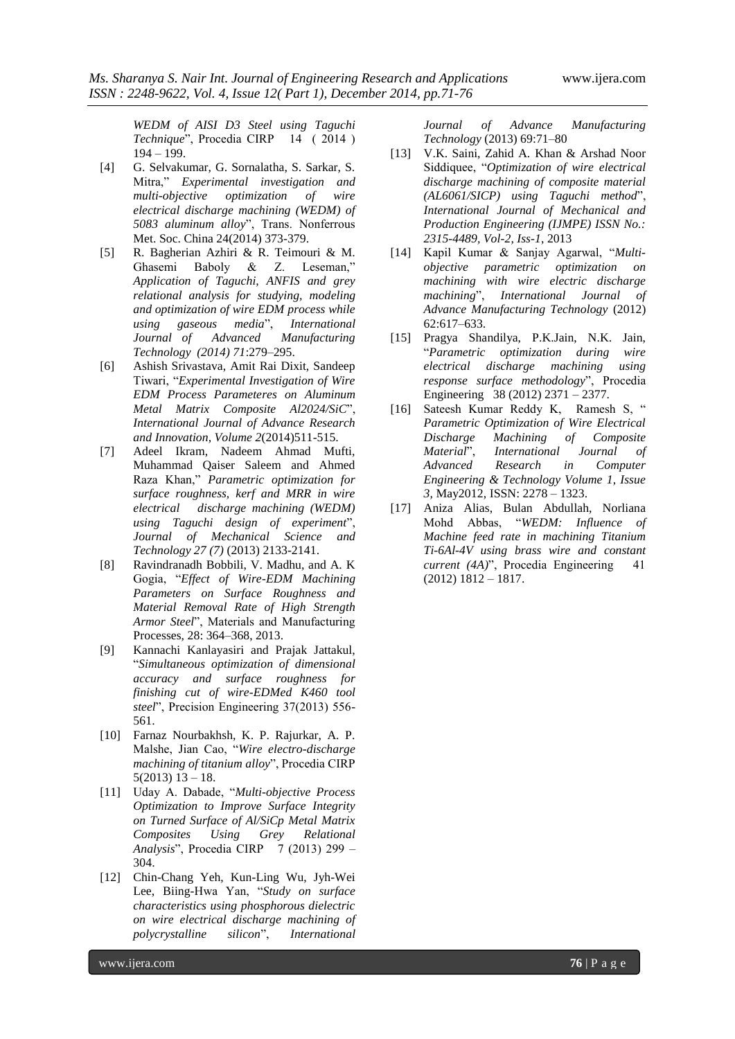*WEDM of AISI D3 Steel using Taguchi Technique*", Procedia CIRP 14 ( 2014 ) 194 – 199.

[4] G. Selvakumar, G. Sornalatha, S. Sarkar, S. Mitra," *Experimental investigation and multi-objective optimization of wire electrical discharge machining (WEDM) of 5083 aluminum alloy*", Trans. Nonferrous Met. Soc. China 24(2014) 373-379.

[5] R. Bagherian Azhiri & R. Teimouri & M. Ghasemi Baboly & Z. Leseman," *Application of Taguchi, ANFIS and grey relational analysis for studying, modeling and optimization of wire EDM process while using gaseous media*", *International Journal of Advanced Manufacturing Technology (2014) 71*:279–295.

[6] Ashish Srivastava, Amit Rai Dixit, Sandeep Tiwari, "*Experimental Investigation of Wire EDM Process Parameteres on Aluminum Metal Matrix Composite Al2024/SiC*", *International Journal of Advance Research and Innovation, Volume 2*(2014)511-515.

[7] Adeel Ikram, Nadeem Ahmad Mufti, Muhammad Qaiser Saleem and Ahmed Raza Khan," *Parametric optimization for surface roughness, kerf and MRR in wire electrical discharge machining (WEDM) using Taguchi design of experiment*", *Journal of Mechanical Science and Technology 27 (7)* (2013) 2133-2141.

[8] Ravindranadh Bobbili, V. Madhu, and A. K Gogia, "*Effect of Wire-EDM Machining Parameters on Surface Roughness and Material Removal Rate of High Strength Armor Steel*", Materials and Manufacturing Processes, 28: 364–368, 2013.

[9] Kannachi Kanlayasiri and Prajak Jattakul, "*Simultaneous optimization of dimensional accuracy and surface roughness for finishing cut of wire-EDMed K460 tool steel*", Precision Engineering 37(2013) 556-561.

[10] Farnaz Nourbakhsh, K. P. Rajurkar, A. P. Malshe, Jian Cao, "*Wire electro-discharge machining of titanium alloy*", Procedia CIRP 5(2013) 13 – 18.

[11] Uday A. Dabade, "*Multi-objective Process Optimization to Improve Surface Integrity on Turned Surface of Al/SiCp Metal Matrix Composites Using Grey Relational Analysis*", Procedia CIRP 7 (2013) 299 – 304.

[12] Chin-Chang Yeh, Kun-Ling Wu, Jyh-Wei Lee, Biing-Hwa Yan, "*Study on surface characteristics using phosphorous dielectric on wire electrical discharge machining of polycrystalline silicon*", *International Journal of Advance Manufacturing Technology* (2013) 69:71–80

[13] V.K. Saini, Zahid A. Khan & Arshad Noor Siddiquee, "*Optimization of wire electrical discharge machining of composite material (AL6061/SICP) using Taguchi method*", *International Journal of Mechanical and Production Engineering (IJMPE) ISSN No.: 2315-4489, Vol-2, Iss-1*, 2013

[14] Kapil Kumar & Sanjay Agarwal, "*Multi-objective parametric optimization on machining with wire electric discharge machining*", *International Journal of Advance Manufacturing Technology* (2012) 62:617–633.

[15] Pragya Shandilya, P.K.Jain, N.K. Jain, "*Parametric optimization during wire electrical discharge machining using response surface methodology*", Procedia Engineering 38 (2012) 2371 – 2377.

[16] Sateesh Kumar Reddy K, Ramesh S, " *Parametric Optimization of Wire Electrical Discharge Machining of Composite Material*", *International Journal of Advanced Research in Computer Engineering & Technology Volume 1, Issue 3,* May2012, ISSN: 2278 – 1323.

[17] Aniza Alias, Bulan Abdullah, Norliana Mohd Abbas, "*WEDM: Influence of Machine feed rate in machining Titanium Ti-6Al-4V using brass wire and constant current (4A)*", Procedia Engineering 41 (2012) 1812 – 1817.